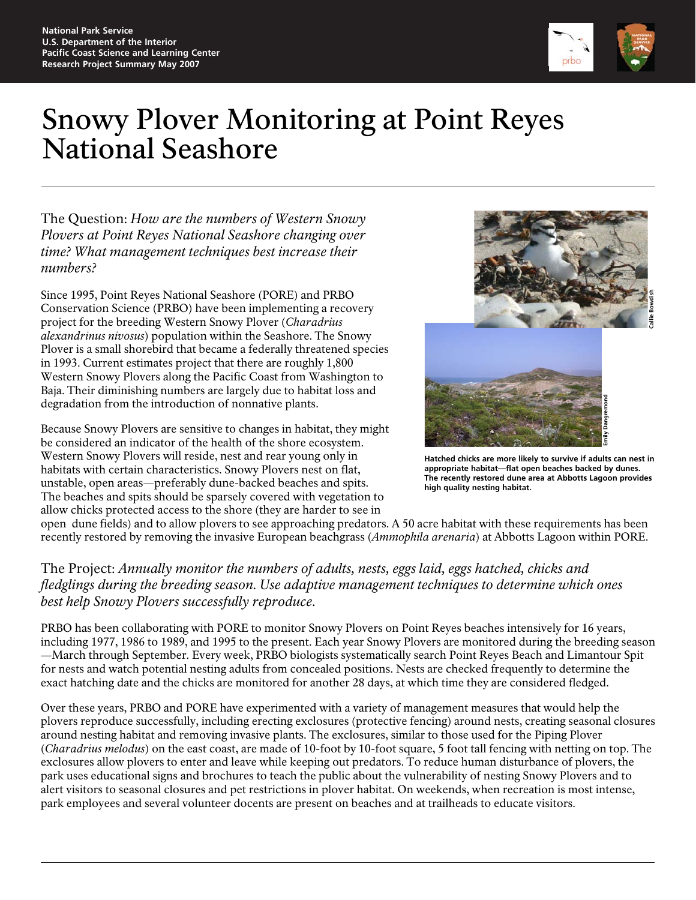National Park Service
U.S. Department of the Interior
Pacific Coast Science and Learning Center
Research Project Summary May 2007

# Snowy Plover Monitoring at Point Reyes National Seashore

The Question: *How are the numbers of Western Snowy Plovers at Point Reyes National Seashore changing over time? What management techniques best increase their numbers?*

Since 1995, Point Reyes National Seashore (PORE) and PRBO Conservation Science (PRBO) have been implementing a recovery project for the breeding Western Snowy Plover (*Charadrius alexandrinus nivosus*) population within the Seashore. The Snowy Plover is a small shorebird that became a federally threatened species in 1993. Current estimates project that there are roughly 1,800 Western Snowy Plovers along the Pacific Coast from Washington to Baja. Their diminishing numbers are largely due to habitat loss and degradation from the introduction of nonnative plants.

Because Snowy Plovers are sensitive to changes in habitat, they might be considered an indicator of the health of the shore ecosystem. Western Snowy Plovers will reside, nest and rear young only in habitats with certain characteristics. Snowy Plovers nest on flat, unstable, open areas—preferably dune-backed beaches and spits. The beaches and spits should be sparsely covered with vegetation to allow chicks protected access to the shore (they are harder to see in open dune fields) and to allow plovers to see approaching predators. A 50 acre habitat with these requirements has been recently restored by removing the invasive European beachgrass (*Ammophila arenaria*) at Abbotts Lagoon within PORE.

**Hatched chicks are more likely to survive if adults can nest in appropriate habitat—flat open beaches backed by dunes. The recently restored dune area at Abbotts Lagoon provides high quality nesting habitat.**

The Project: *Annually monitor the numbers of adults, nests, eggs laid, eggs hatched, chicks and fledglings during the breeding season. Use adaptive management techniques to determine which ones best help Snowy Plovers successfully reproduce.*

PRBO has been collaborating with PORE to monitor Snowy Plovers on Point Reyes beaches intensively for 16 years, including 1977, 1986 to 1989, and 1995 to the present. Each year Snowy Plovers are monitored during the breeding season—March through September. Every week, PRBO biologists systematically search Point Reyes Beach and Limantour Spit for nests and watch potential nesting adults from concealed positions. Nests are checked frequently to determine the exact hatching date and the chicks are monitored for another 28 days, at which time they are considered fledged.

Over these years, PRBO and PORE have experimented with a variety of management measures that would help the plovers reproduce successfully, including erecting exclosures (protective fencing) around nests, creating seasonal closures around nesting habitat and removing invasive plants. The exclosures, similar to those used for the Piping Plover (*Charadrius melodus*) on the east coast, are made of 10-foot by 10-foot square, 5 foot tall fencing with netting on top. The exclosures allow plovers to enter and leave while keeping out predators. To reduce human disturbance of plovers, the park uses educational signs and brochures to teach the public about the vulnerability of nesting Snowy Plovers and to alert visitors to seasonal closures and pet restrictions in plover habitat. On weekends, when recreation is most intense, park employees and several volunteer docents are present on beaches and at trailheads to educate visitors.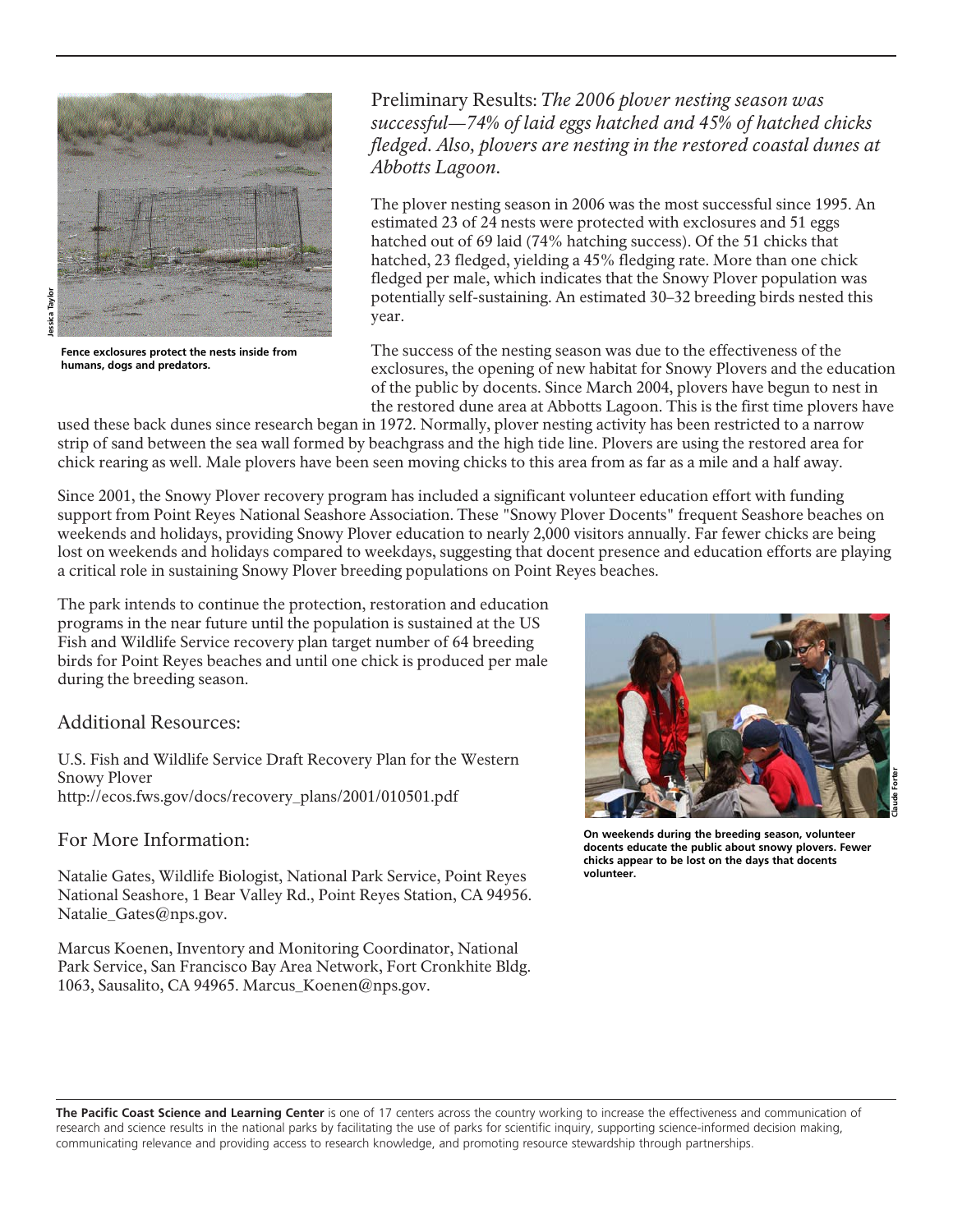Fence exclosures protect the nests inside from humans, dogs and predators.

## Preliminary Results: *The 2006 plover nesting season was successful—74% of laid eggs hatched and 45% of hatched chicks fledged. Also, plovers are nesting in the restored coastal dunes at Abbotts Lagoon.*

The plover nesting season in 2006 was the most successful since 1995. An estimated 23 of 24 nests were protected with exclosures and 51 eggs hatched out of 69 laid (74% hatching success). Of the 51 chicks that hatched, 23 fledged, yielding a 45% fledging rate. More than one chick fledged per male, which indicates that the Snowy Plover population was potentially self-sustaining. An estimated 30–32 breeding birds nested this year.

The success of the nesting season was due to the effectiveness of the exclosures, the opening of new habitat for Snowy Plovers and the education of the public by docents. Since March 2004, plovers have begun to nest in the restored dune area at Abbotts Lagoon. This is the first time plovers have used these back dunes since research began in 1972. Normally, plover nesting activity has been restricted to a narrow strip of sand between the sea wall formed by beachgrass and the high tide line. Plovers are using the restored area for chick rearing as well. Male plovers have been seen moving chicks to this area from as far as a mile and a half away.

Since 2001, the Snowy Plover recovery program has included a significant volunteer education effort with funding support from Point Reyes National Seashore Association. These "Snowy Plover Docents" frequent Seashore beaches on weekends and holidays, providing Snowy Plover education to nearly 2,000 visitors annually. Far fewer chicks are being lost on weekends and holidays compared to weekdays, suggesting that docent presence and education efforts are playing a critical role in sustaining Snowy Plover breeding populations on Point Reyes beaches.

The park intends to continue the protection, restoration and education programs in the near future until the population is sustained at the US Fish and Wildlife Service recovery plan target number of 64 breeding birds for Point Reyes beaches and until one chick is produced per male during the breeding season.

On weekends during the breeding season, volunteer docents educate the public about snowy plovers. Fewer chicks appear to be lost on the days that docents volunteer.

## Additional Resources:

U.S. Fish and Wildlife Service Draft Recovery Plan for the Western Snowy Plover
http://ecos.fws.gov/docs/recovery_plans/2001/010501.pdf

## For More Information:

Natalie Gates, Wildlife Biologist, National Park Service, Point Reyes National Seashore, 1 Bear Valley Rd., Point Reyes Station, CA 94956. Natalie_Gates@nps.gov.

Marcus Koenen, Inventory and Monitoring Coordinator, National Park Service, San Francisco Bay Area Network, Fort Cronkhite Bldg. 1063, Sausalito, CA 94965. Marcus_Koenen@nps.gov.

**The Pacific Coast Science and Learning Center** is one of 17 centers across the country working to increase the effectiveness and communication of research and science results in the national parks by facilitating the use of parks for scientific inquiry, supporting science-informed decision making, communicating relevance and providing access to research knowledge, and promoting resource stewardship through partnerships.